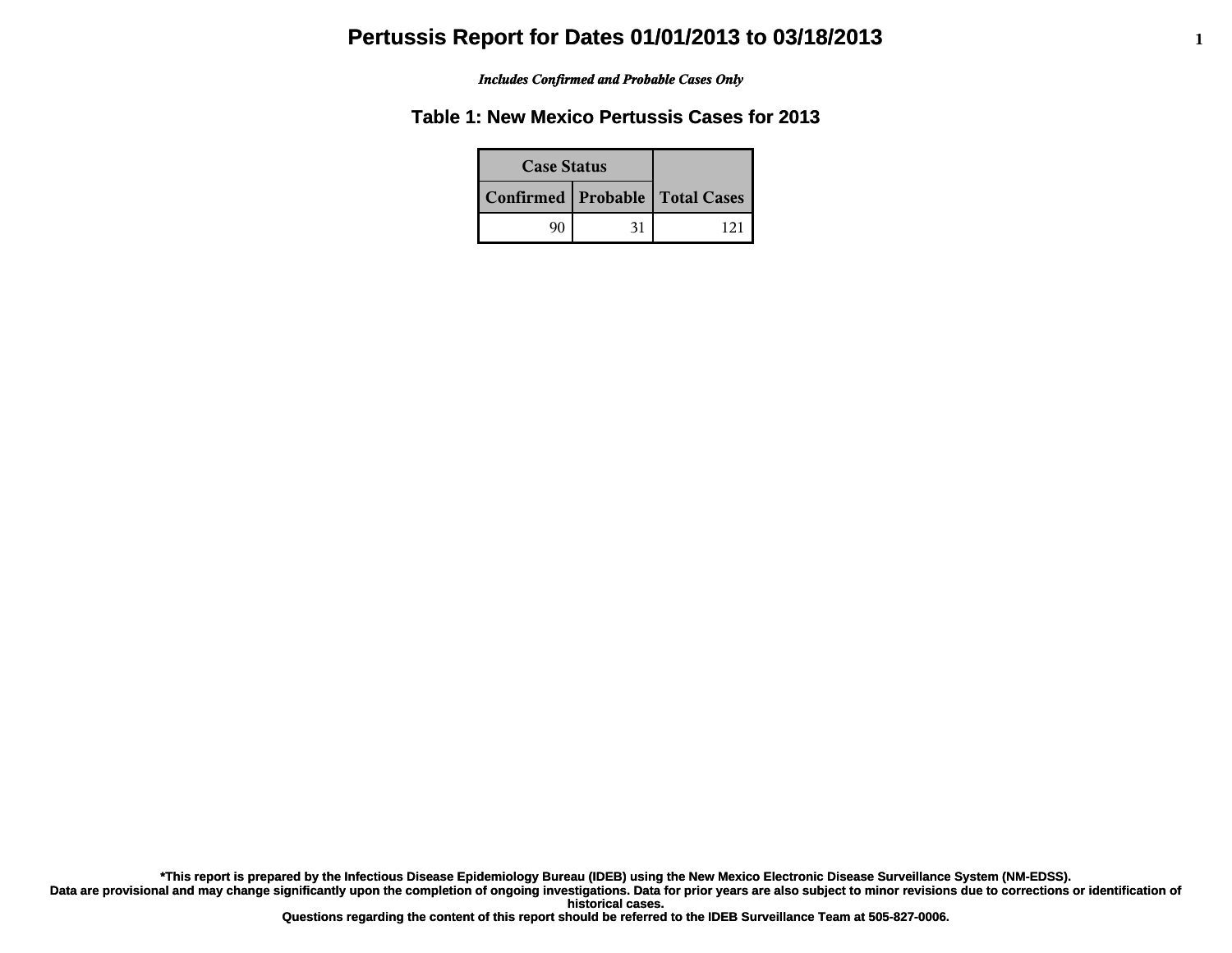# Pertussis Report for Dates 01/01/2013 to 03/18/2013

*Includes Confirmed and Probable Cases Only*

## Table 1: New Mexico Pertussis Cases for 2013

| Case Status | | |
|---|---|---|
| Confirmed | Probable | Total Cases |
| 90 | 31 | 121 |

**\*This report is prepared by the Infectious Disease Epidemiology Bureau (IDEB) using the New Mexico Electronic Disease Surveillance System (NM-EDSS).**
**Data are provisional and may change significantly upon the completion of ongoing investigations. Data for prior years are also subject to minor revisions due to corrections or identification of historical cases.**
**Questions regarding the content of this report should be referred to the IDEB Surveillance Team at 505-827-0006.**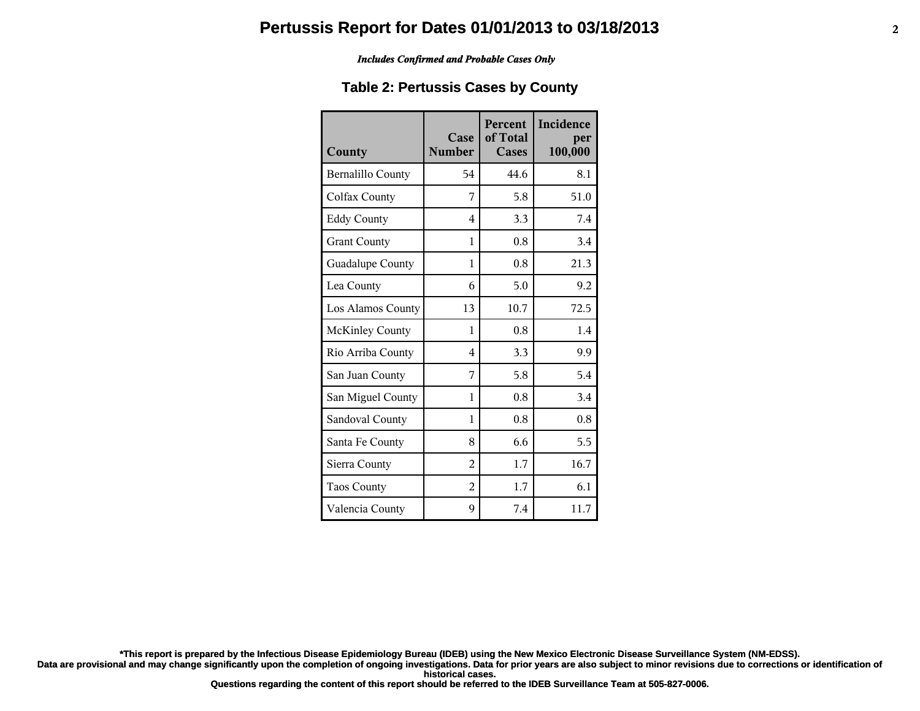# Pertussis Report for Dates 01/01/2013 to 03/18/2013

***Includes Confirmed and Probable Cases Only***

## Table 2: Pertussis Cases by County

| County | Case Number | Percent of Total Cases | Incidence per 100,000 |
|---|---|---|---|
| Bernalillo County | 54 | 44.6 | 8.1 |
| Colfax County | 7 | 5.8 | 51.0 |
| Eddy County | 4 | 3.3 | 7.4 |
| Grant County | 1 | 0.8 | 3.4 |
| Guadalupe County | 1 | 0.8 | 21.3 |
| Lea County | 6 | 5.0 | 9.2 |
| Los Alamos County | 13 | 10.7 | 72.5 |
| McKinley County | 1 | 0.8 | 1.4 |
| Rio Arriba County | 4 | 3.3 | 9.9 |
| San Juan County | 7 | 5.8 | 5.4 |
| San Miguel County | 1 | 0.8 | 3.4 |
| Sandoval County | 1 | 0.8 | 0.8 |
| Santa Fe County | 8 | 6.6 | 5.5 |
| Sierra County | 2 | 1.7 | 16.7 |
| Taos County | 2 | 1.7 | 6.1 |
| Valencia County | 9 | 7.4 | 11.7 |

**\*This report is prepared by the Infectious Disease Epidemiology Bureau (IDEB) using the New Mexico Electronic Disease Surveillance System (NM-EDSS). Data are provisional and may change significantly upon the completion of ongoing investigations. Data for prior years are also subject to minor revisions due to corrections or identification of historical cases. Questions regarding the content of this report should be referred to the IDEB Surveillance Team at 505-827-0006.**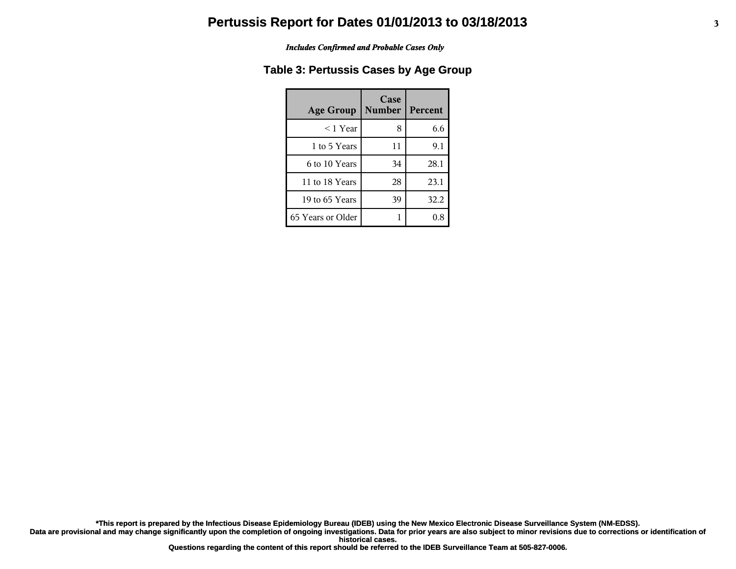# Pertussis Report for Dates 01/01/2013 to 03/18/2013

***Includes Confirmed and Probable Cases Only***

## Table 3: Pertussis Cases by Age Group

| Age Group | Case Number | Percent |
|---|---|---|
| < 1 Year | 8 | 6.6 |
| 1 to 5 Years | 11 | 9.1 |
| 6 to 10 Years | 34 | 28.1 |
| 11 to 18 Years | 28 | 23.1 |
| 19 to 65 Years | 39 | 32.2 |
| 65 Years or Older | 1 | 0.8 |

**\*This report is prepared by the Infectious Disease Epidemiology Bureau (IDEB) using the New Mexico Electronic Disease Surveillance System (NM-EDSS).
Data are provisional and may change significantly upon the completion of ongoing investigations. Data for prior years are also subject to minor revisions due to corrections or identification of historical cases.
Questions regarding the content of this report should be referred to the IDEB Surveillance Team at 505-827-0006.**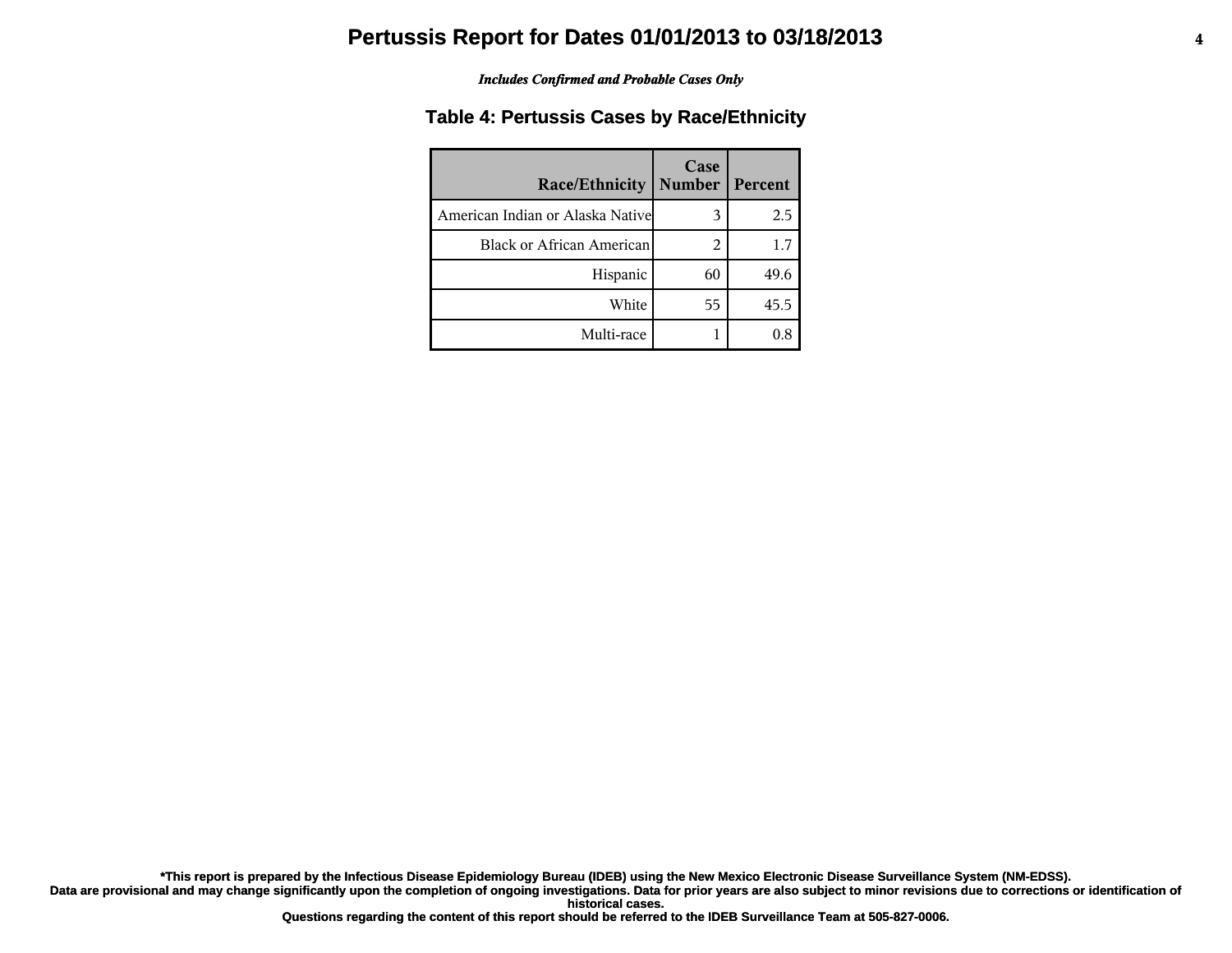# Pertussis Report for Dates 01/01/2013 to 03/18/2013

*Includes Confirmed and Probable Cases Only*

## Table 4: Pertussis Cases by Race/Ethnicity

| Race/Ethnicity | Case Number | Percent |
|---|---|---|
| American Indian or Alaska Native | 3 | 2.5 |
| Black or African American | 2 | 1.7 |
| Hispanic | 60 | 49.6 |
| White | 55 | 45.5 |
| Multi-race | 1 | 0.8 |

**\*This report is prepared by the Infectious Disease Epidemiology Bureau (IDEB) using the New Mexico Electronic Disease Surveillance System (NM-EDSS).**
**Data are provisional and may change significantly upon the completion of ongoing investigations. Data for prior years are also subject to minor revisions due to corrections or identification of historical cases.**
**Questions regarding the content of this report should be referred to the IDEB Surveillance Team at 505-827-0006.**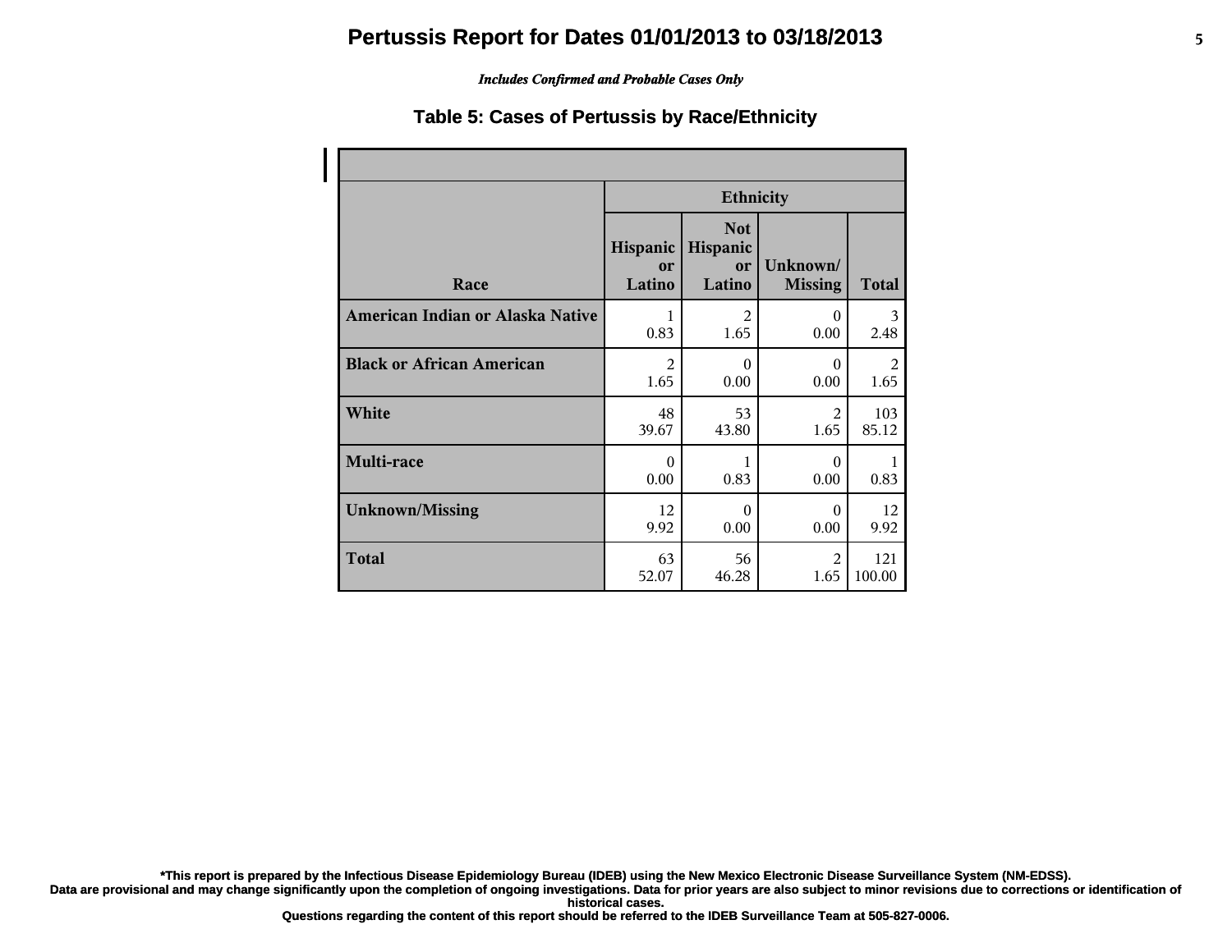# Pertussis Report for Dates 01/01/2013 to 03/18/2013

*Includes Confirmed and Probable Cases Only*

## Table 5: Cases of Pertussis by Race/Ethnicity

| Race | Ethnicity | | | |
|---|---|---|---|---|
| | Hispanic or Latino | Not Hispanic or Latino | Unknown/ Missing | Total |
| American Indian or Alaska Native | 1<br>0.83 | 2<br>1.65 | 0<br>0.00 | 3<br>2.48 |
| Black or African American | 2<br>1.65 | 0<br>0.00 | 0<br>0.00 | 2<br>1.65 |
| White | 48<br>39.67 | 53<br>43.80 | 2<br>1.65 | 103<br>85.12 |
| Multi-race | 0<br>0.00 | 1<br>0.83 | 0<br>0.00 | 1<br>0.83 |
| Unknown/Missing | 12<br>9.92 | 0<br>0.00 | 0<br>0.00 | 12<br>9.92 |
| Total | 63<br>52.07 | 56<br>46.28 | 2<br>1.65 | 121<br>100.00 |

**\*This report is prepared by the Infectious Disease Epidemiology Bureau (IDEB) using the New Mexico Electronic Disease Surveillance System (NM-EDSS).**
**Data are provisional and may change significantly upon the completion of ongoing investigations. Data for prior years are also subject to minor revisions due to corrections or identification of historical cases.**
**Questions regarding the content of this report should be referred to the IDEB Surveillance Team at 505-827-0006.**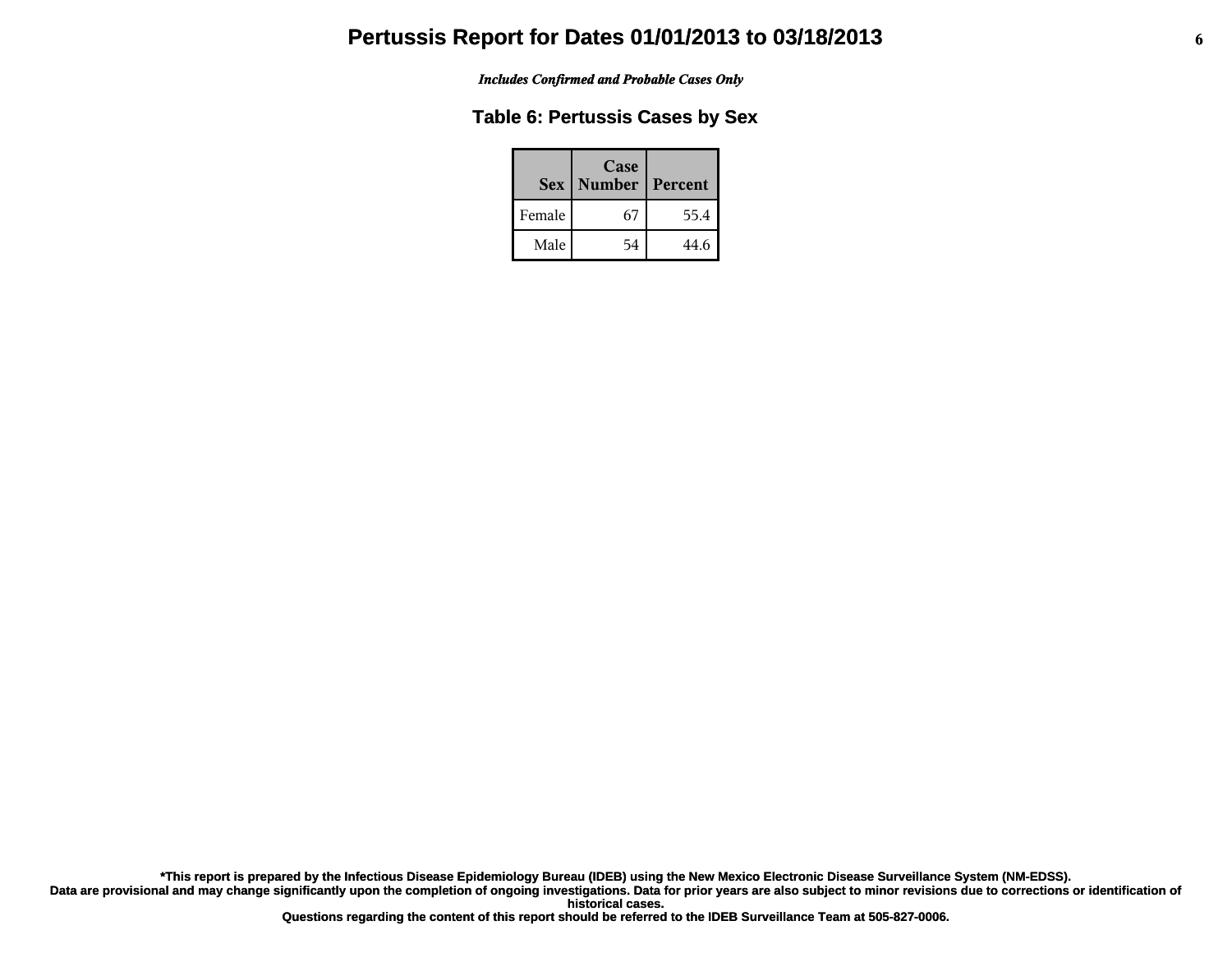# Pertussis Report for Dates 01/01/2013 to 03/18/2013

*Includes Confirmed and Probable Cases Only*

## Table 6: Pertussis Cases by Sex

| Sex | Case Number | Percent |
|---|---|---|
| Female | 67 | 55.4 |
| Male | 54 | 44.6 |

**\*This report is prepared by the Infectious Disease Epidemiology Bureau (IDEB) using the New Mexico Electronic Disease Surveillance System (NM-EDSS).**
**Data are provisional and may change significantly upon the completion of ongoing investigations. Data for prior years are also subject to minor revisions due to corrections or identification of historical cases.**
**Questions regarding the content of this report should be referred to the IDEB Surveillance Team at 505-827-0006.**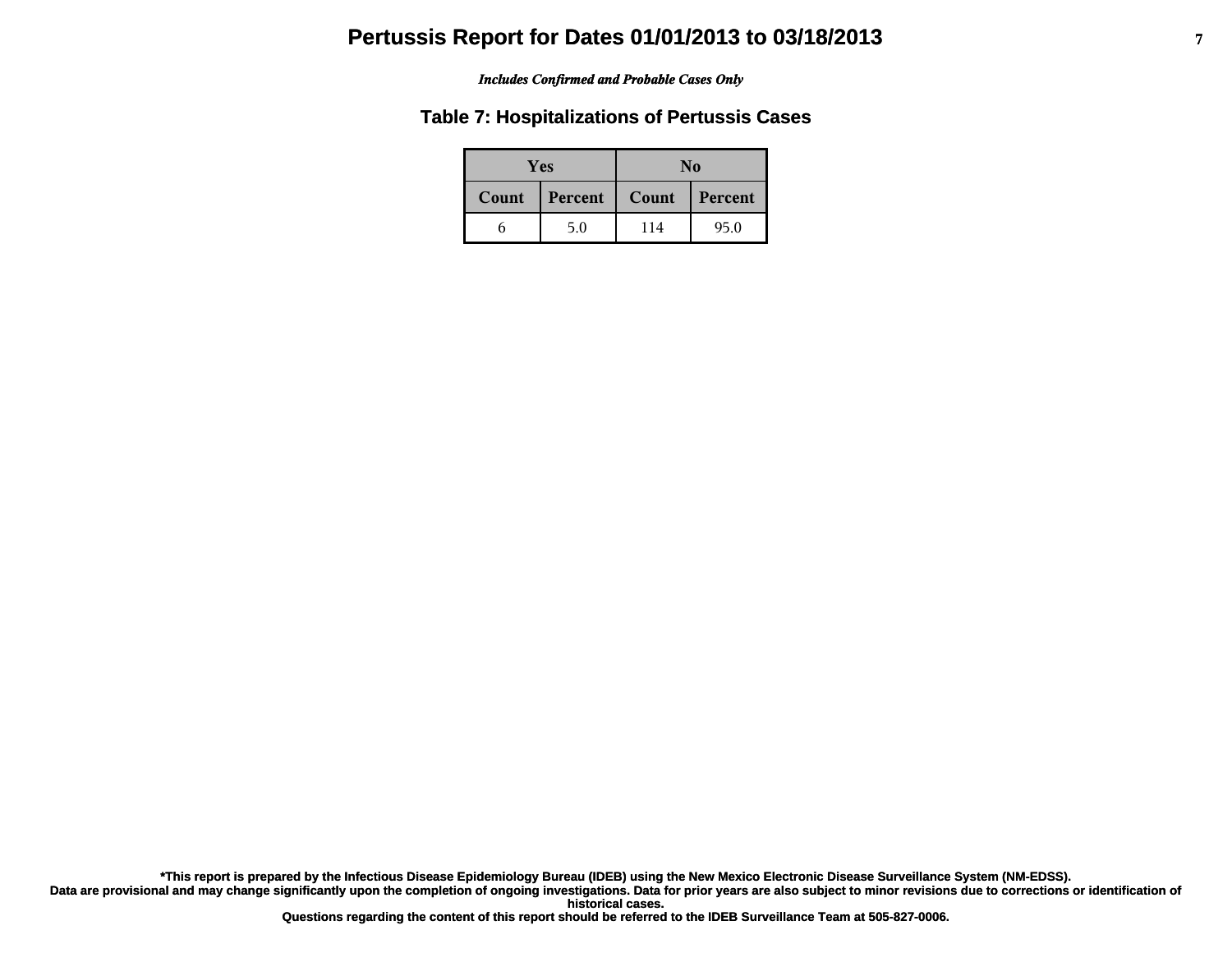# Pertussis Report for Dates 01/01/2013 to 03/18/2013

*Includes Confirmed and Probable Cases Only*

## Table 7: Hospitalizations of Pertussis Cases

| Yes | | No | |
|---|---|---|---|
| Count | Percent | Count | Percent |
| 6 | 5.0 | 114 | 95.0 |

**\*This report is prepared by the Infectious Disease Epidemiology Bureau (IDEB) using the New Mexico Electronic Disease Surveillance System (NM-EDSS).**
**Data are provisional and may change significantly upon the completion of ongoing investigations. Data for prior years are also subject to minor revisions due to corrections or identification of historical cases.**
**Questions regarding the content of this report should be referred to the IDEB Surveillance Team at 505-827-0006.**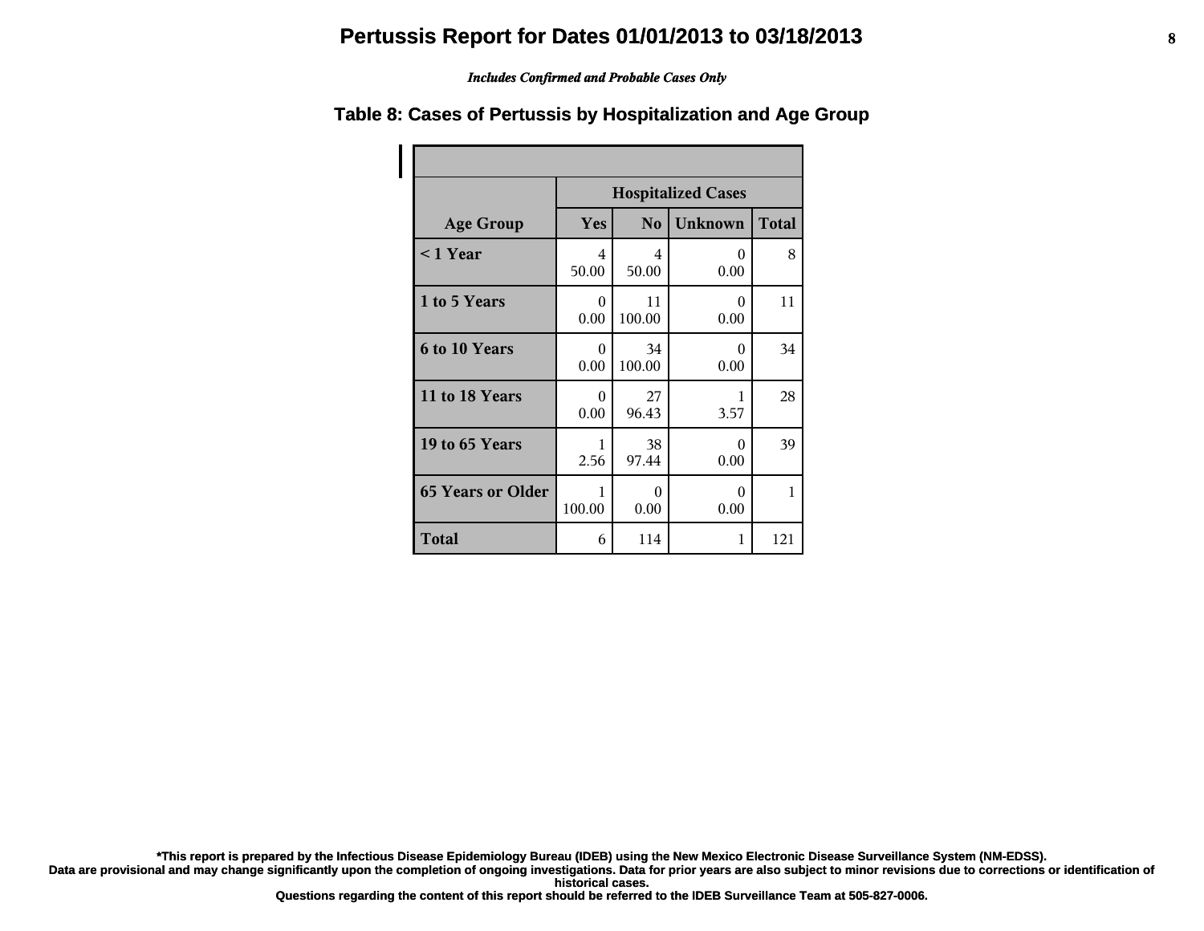# Pertussis Report for Dates 01/01/2013 to 03/18/2013

*Includes Confirmed and Probable Cases Only*

## Table 8: Cases of Pertussis by Hospitalization and Age Group

| Age Group | Hospitalized Cases | | | |
|---|---|---|---|---|
| | Yes | No | Unknown | Total |
| < 1 Year | 4<br>50.00 | 4<br>50.00 | 0<br>0.00 | 8 |
| 1 to 5 Years | 0<br>0.00 | 11<br>100.00 | 0<br>0.00 | 11 |
| 6 to 10 Years | 0<br>0.00 | 34<br>100.00 | 0<br>0.00 | 34 |
| 11 to 18 Years | 0<br>0.00 | 27<br>96.43 | 1<br>3.57 | 28 |
| 19 to 65 Years | 1<br>2.56 | 38<br>97.44 | 0<br>0.00 | 39 |
| 65 Years or Older | 1<br>100.00 | 0<br>0.00 | 0<br>0.00 | 1 |
| Total | 6 | 114 | 1 | 121 |

**\*This report is prepared by the Infectious Disease Epidemiology Bureau (IDEB) using the New Mexico Electronic Disease Surveillance System (NM-EDSS).**
**Data are provisional and may change significantly upon the completion of ongoing investigations. Data for prior years are also subject to minor revisions due to corrections or identification of historical cases.**
**Questions regarding the content of this report should be referred to the IDEB Surveillance Team at 505-827-0006.**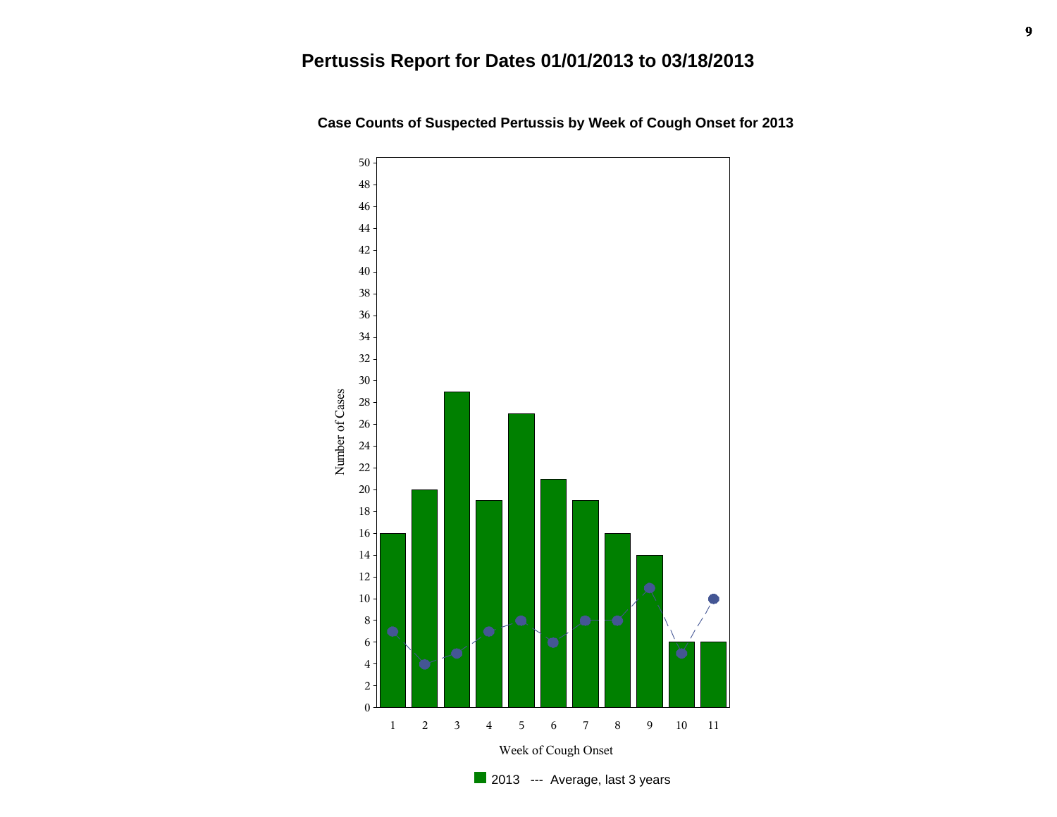# Pertussis Report for Dates 01/01/2013 to 03/18/2013

**Case Counts of Suspected Pertussis by Week of Cough Onset for 2013**

Number of Cases

0
2
4
6
8
10
12
14
16
18
20
22
24
26
28
30
32
34
36
38
40
42
44
46
48
50

1 2 3 4 5 6 7 8 9 10 11

Week of Cough Onset

2013 --- Average, last 3 years